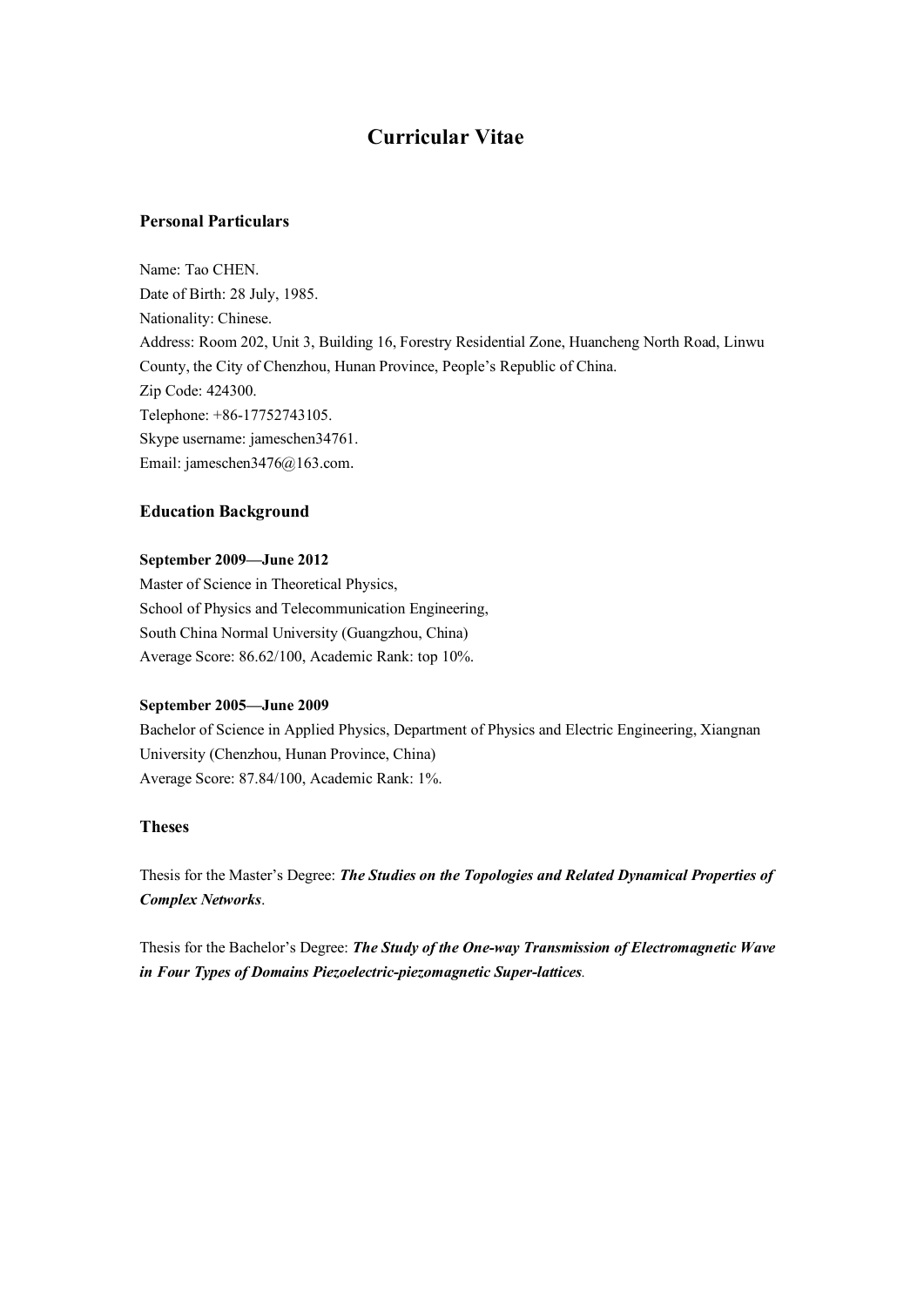# Curricular Vitae

## Personal Particulars

Name: Tao CHEN.
Date of Birth: 28 July, 1985.
Nationality: Chinese.
Address: Room 202, Unit 3, Building 16, Forestry Residential Zone, Huancheng North Road, Linwu County, the City of Chenzhou, Hunan Province, People's Republic of China.
Zip Code: 424300.
Telephone: +86-17752743105.
Skype username: jameschen34761.
Email: jameschen3476@163.com.

## Education Background

**September 2009—June 2012**
Master of Science in Theoretical Physics,
School of Physics and Telecommunication Engineering,
South China Normal University (Guangzhou, China)
Average Score: 86.62/100, Academic Rank: top 10%.

**September 2005—June 2009**
Bachelor of Science in Applied Physics, Department of Physics and Electric Engineering, Xiangnan University (Chenzhou, Hunan Province, China)
Average Score: 87.84/100, Academic Rank: 1%.

## Theses

Thesis for the Master's Degree: ***The Studies on the Topologies and Related Dynamical Properties of Complex Networks***.

Thesis for the Bachelor's Degree: ***The Study of the One-way Transmission of Electromagnetic Wave in Four Types of Domains Piezoelectric-piezomagnetic Super-lattices***.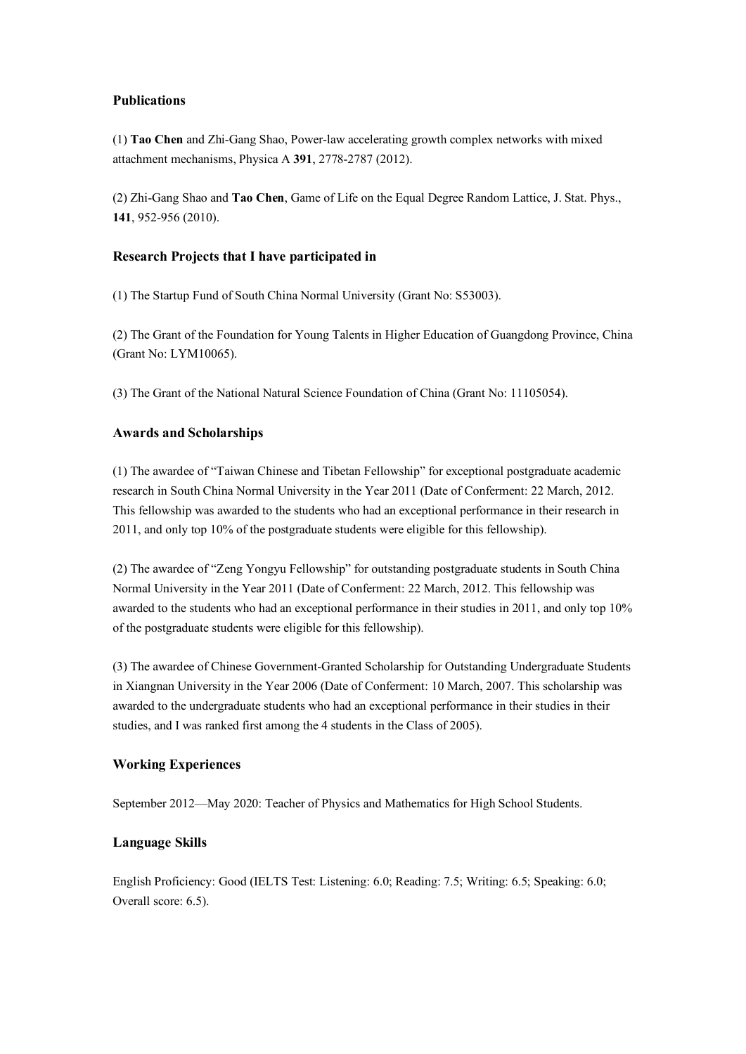### Publications

(1) **Tao Chen** and Zhi-Gang Shao, Power-law accelerating growth complex networks with mixed attachment mechanisms, Physica A **391**, 2778-2787 (2012).

(2) Zhi-Gang Shao and **Tao Chen**, Game of Life on the Equal Degree Random Lattice, J. Stat. Phys., **141**, 952-956 (2010).

### Research Projects that I have participated in

(1) The Startup Fund of South China Normal University (Grant No: S53003).

(2) The Grant of the Foundation for Young Talents in Higher Education of Guangdong Province, China (Grant No: LYM10065).

(3) The Grant of the National Natural Science Foundation of China (Grant No: 11105054).

### Awards and Scholarships

(1) The awardee of "Taiwan Chinese and Tibetan Fellowship" for exceptional postgraduate academic research in South China Normal University in the Year 2011 (Date of Conferment: 22 March, 2012. This fellowship was awarded to the students who had an exceptional performance in their research in 2011, and only top 10% of the postgraduate students were eligible for this fellowship).

(2) The awardee of "Zeng Yongyu Fellowship" for outstanding postgraduate students in South China Normal University in the Year 2011 (Date of Conferment: 22 March, 2012. This fellowship was awarded to the students who had an exceptional performance in their studies in 2011, and only top 10% of the postgraduate students were eligible for this fellowship).

(3) The awardee of Chinese Government-Granted Scholarship for Outstanding Undergraduate Students in Xiangnan University in the Year 2006 (Date of Conferment: 10 March, 2007. This scholarship was awarded to the undergraduate students who had an exceptional performance in their studies in their studies, and I was ranked first among the 4 students in the Class of 2005).

### Working Experiences

September 2012—May 2020: Teacher of Physics and Mathematics for High School Students.

### Language Skills

English Proficiency: Good (IELTS Test: Listening: 6.0; Reading: 7.5; Writing: 6.5; Speaking: 6.0; Overall score: 6.5).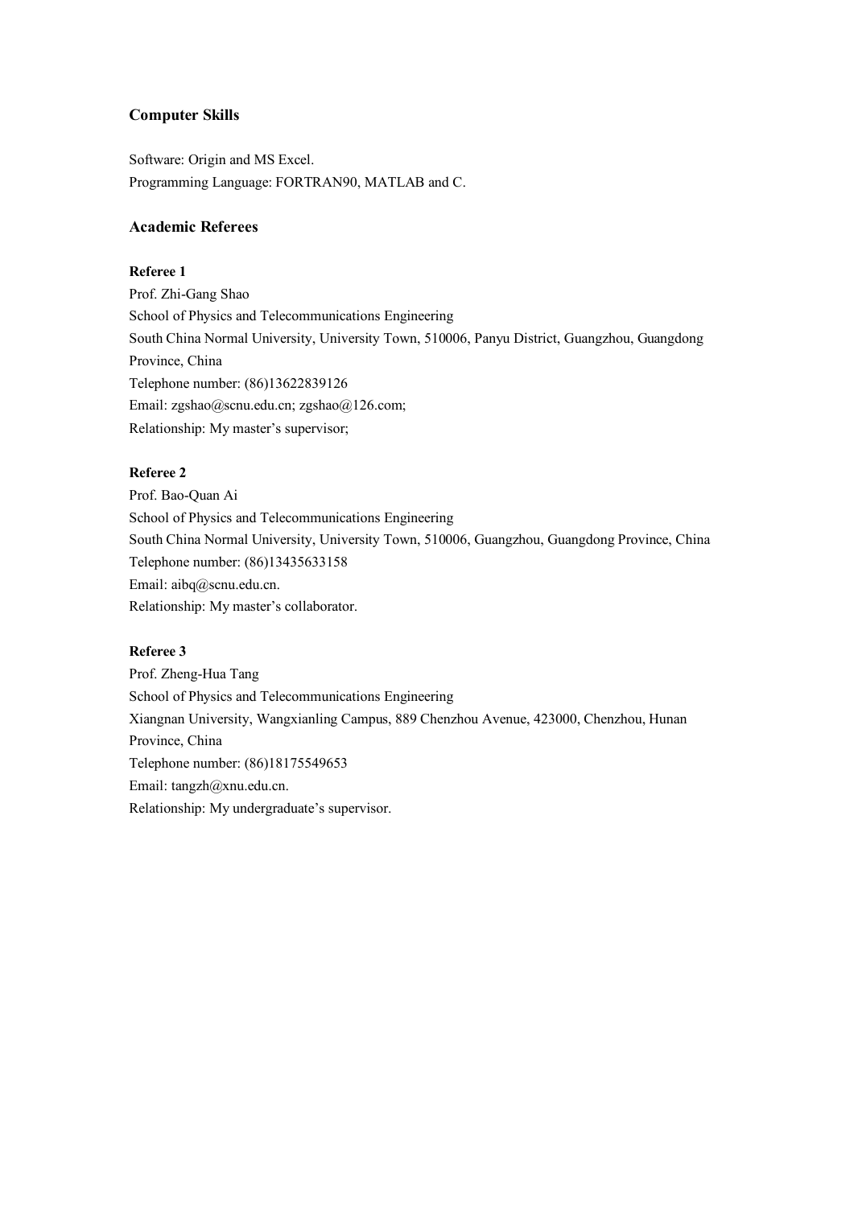## Computer Skills

Software: Origin and MS Excel.
Programming Language: FORTRAN90, MATLAB and C.

## Academic Referees

**Referee 1**

Prof. Zhi-Gang Shao
School of Physics and Telecommunications Engineering
South China Normal University, University Town, 510006, Panyu District, Guangzhou, Guangdong Province, China
Telephone number: (86)13622839126
Email: zgshao@scnu.edu.cn; zgshao@126.com;
Relationship: My master's supervisor;

**Referee 2**

Prof. Bao-Quan Ai
School of Physics and Telecommunications Engineering
South China Normal University, University Town, 510006, Guangzhou, Guangdong Province, China
Telephone number: (86)13435633158
Email: aibq@scnu.edu.cn.
Relationship: My master's collaborator.

**Referee 3**

Prof. Zheng-Hua Tang
School of Physics and Telecommunications Engineering
Xiangnan University, Wangxianling Campus, 889 Chenzhou Avenue, 423000, Chenzhou, Hunan Province, China
Telephone number: (86)18175549653
Email: tangzh@xnu.edu.cn.
Relationship: My undergraduate's supervisor.